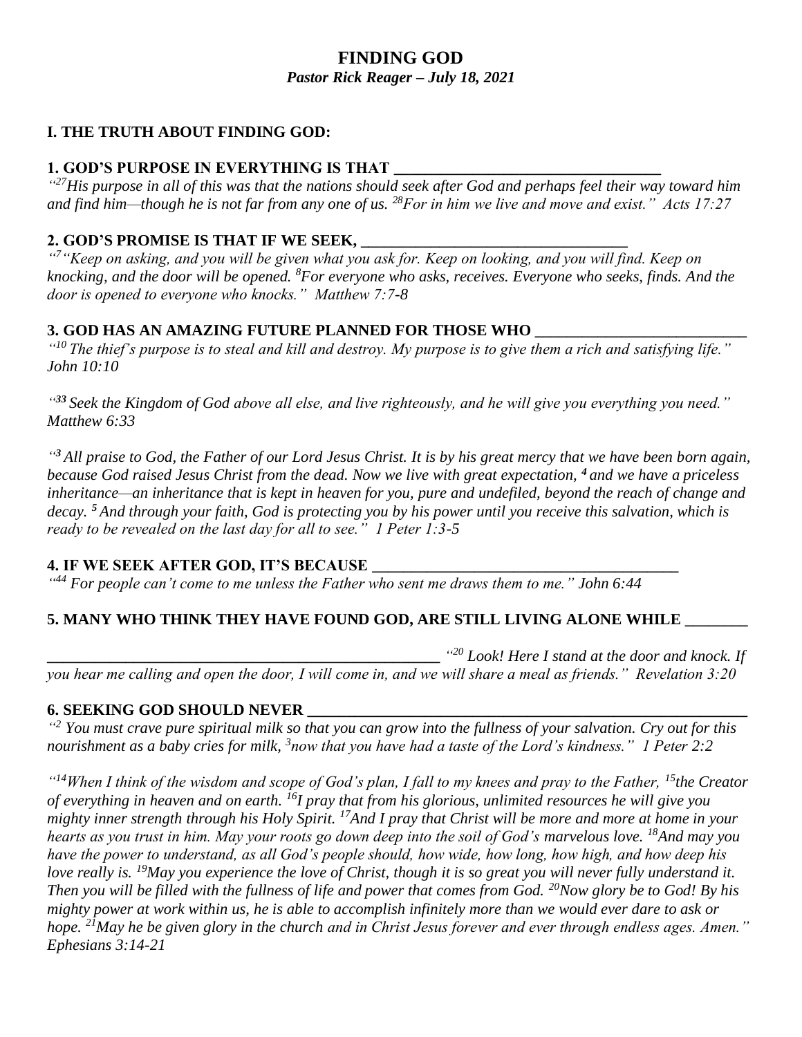# FINDING GOD

***Pastor Rick Reager – July 18, 2021***

## I. THE TRUTH ABOUT FINDING GOD:

**1. GOD'S PURPOSE IN EVERYTHING IS THAT ________________________________**

*"[27]His purpose in all of this was that the nations should seek after God and perhaps feel their way toward him and find him—though he is not far from any one of us. [28]For in him we live and move and exist." Acts 17:27*

**2. GOD'S PROMISE IS THAT IF WE SEEK, ________________________________**

*"[7]"Keep on asking, and you will be given what you ask for. Keep on looking, and you will find. Keep on knocking, and the door will be opened. [8]For everyone who asks, receives. Everyone who seeks, finds. And the door is opened to everyone who knocks." Matthew 7:7-8*

**3. GOD HAS AN AMAZING FUTURE PLANNED FOR THOSE WHO ________________________**

*"[10] The thief's purpose is to steal and kill and destroy. My purpose is to give them a rich and satisfying life." John 10:10*

*"[33] Seek the Kingdom of God above all else, and live righteously, and he will give you everything you need." Matthew 6:33*

*"[3] All praise to God, the Father of our Lord Jesus Christ. It is by his great mercy that we have been born again, because God raised Jesus Christ from the dead. Now we live with great expectation, [4] and we have a priceless inheritance—an inheritance that is kept in heaven for you, pure and undefiled, beyond the reach of change and decay. [5] And through your faith, God is protecting you by his power until you receive this salvation, which is ready to be revealed on the last day for all to see." 1 Peter 1:3-5*

**4. IF WE SEEK AFTER GOD, IT'S BECAUSE ____________________________________**

*"[44] For people can't come to me unless the Father who sent me draws them to me." John 6:44*

**5. MANY WHO THINK THEY HAVE FOUND GOD, ARE STILL LIVING ALONE WHILE ________**

**______________________________________________** *"[20] Look! Here I stand at the door and knock. If you hear me calling and open the door, I will come in, and we will share a meal as friends." Revelation 3:20*

**6. SEEKING GOD SHOULD NEVER ____________________________________________________**

*"[2] You must crave pure spiritual milk so that you can grow into the fullness of your salvation. Cry out for this nourishment as a baby cries for milk, [3]now that you have had a taste of the Lord's kindness." 1 Peter 2:2*

*"[14]When I think of the wisdom and scope of God's plan, I fall to my knees and pray to the Father, [15]the Creator of everything in heaven and on earth. [16]I pray that from his glorious, unlimited resources he will give you mighty inner strength through his Holy Spirit. [17]And I pray that Christ will be more and more at home in your hearts as you trust in him. May your roots go down deep into the soil of God's marvelous love. [18]And may you have the power to understand, as all God's people should, how wide, how long, how high, and how deep his love really is. [19]May you experience the love of Christ, though it is so great you will never fully understand it. Then you will be filled with the fullness of life and power that comes from God. [20]Now glory be to God! By his mighty power at work within us, he is able to accomplish infinitely more than we would ever dare to ask or hope. [21]May he be given glory in the church and in Christ Jesus forever and ever through endless ages. Amen." Ephesians 3:14-21*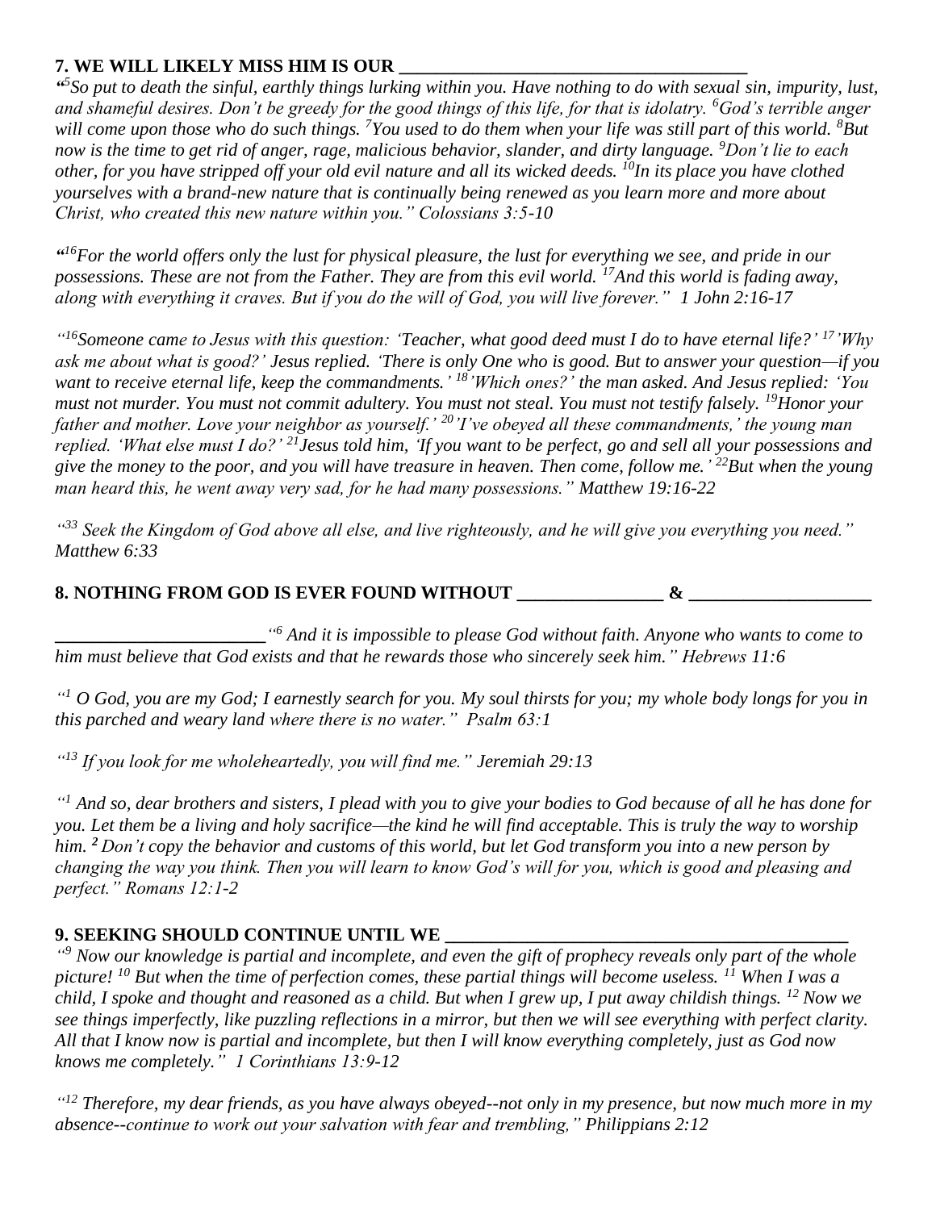**7. WE WILL LIKELY MISS HIM IS OUR \_\_\_\_\_\_\_\_\_\_\_\_\_\_\_\_\_\_\_\_\_\_\_\_\_\_\_\_\_\_\_\_\_\_\_\_\_\_**

*"[5]So put to death the sinful, earthly things lurking within you. Have nothing to do with sexual sin, impurity, lust, and shameful desires. Don't be greedy for the good things of this life, for that is idolatry. [6]God's terrible anger will come upon those who do such things. [7]You used to do them when your life was still part of this world. [8]But now is the time to get rid of anger, rage, malicious behavior, slander, and dirty language. [9]Don't lie to each other, for you have stripped off your old evil nature and all its wicked deeds. [10]In its place you have clothed yourselves with a brand-new nature that is continually being renewed as you learn more and more about Christ, who created this new nature within you." Colossians 3:5-10*

*"[16]For the world offers only the lust for physical pleasure, the lust for everything we see, and pride in our possessions. These are not from the Father. They are from this evil world. [17]And this world is fading away, along with everything it craves. But if you do the will of God, you will live forever." 1 John 2:16-17*

*"[16]Someone came to Jesus with this question: 'Teacher, what good deed must I do to have eternal life?' [17]'Why ask me about what is good?' Jesus replied. 'There is only One who is good. But to answer your question—if you want to receive eternal life, keep the commandments.' [18]'Which ones?' the man asked. And Jesus replied: 'You must not murder. You must not commit adultery. You must not steal. You must not testify falsely. [19]Honor your father and mother. Love your neighbor as yourself.' [20]'I've obeyed all these commandments,' the young man replied. 'What else must I do?' [21]Jesus told him, 'If you want to be perfect, go and sell all your possessions and give the money to the poor, and you will have treasure in heaven. Then come, follow me.' [22]But when the young man heard this, he went away very sad, for he had many possessions." Matthew 19:16-22*

*"[33] Seek the Kingdom of God above all else, and live righteously, and he will give you everything you need." Matthew 6:33*

**8. NOTHING FROM GOD IS EVER FOUND WITHOUT \_\_\_\_\_\_\_\_\_\_\_\_\_\_\_\_ & \_\_\_\_\_\_\_\_\_\_\_\_\_\_\_\_\_\_\_\_**

**\_\_\_\_\_\_\_\_\_\_\_\_\_\_\_\_\_\_\_\_\_\_\_** *"[6] And it is impossible to please God without faith. Anyone who wants to come to him must believe that God exists and that he rewards those who sincerely seek him." Hebrews 11:6*

*"[1] O God, you are my God; I earnestly search for you. My soul thirsts for you; my whole body longs for you in this parched and weary land where there is no water." Psalm 63:1*

*"[13] If you look for me wholeheartedly, you will find me." Jeremiah 29:13*

*"[1] And so, dear brothers and sisters, I plead with you to give your bodies to God because of all he has done for you. Let them be a living and holy sacrifice—the kind he will find acceptable. This is truly the way to worship him. [2] Don't copy the behavior and customs of this world, but let God transform you into a new person by changing the way you think. Then you will learn to know God's will for you, which is good and pleasing and perfect." Romans 12:1-2*

**9. SEEKING SHOULD CONTINUE UNTIL WE \_\_\_\_\_\_\_\_\_\_\_\_\_\_\_\_\_\_\_\_\_\_\_\_\_\_\_\_\_\_\_\_\_\_\_\_\_\_\_\_\_\_\_\_**

*"[9] Now our knowledge is partial and incomplete, and even the gift of prophecy reveals only part of the whole picture! [10] But when the time of perfection comes, these partial things will become useless. [11] When I was a child, I spoke and thought and reasoned as a child. But when I grew up, I put away childish things. [12] Now we see things imperfectly, like puzzling reflections in a mirror, but then we will see everything with perfect clarity. All that I know now is partial and incomplete, but then I will know everything completely, just as God now knows me completely." 1 Corinthians 13:9-12*

*"[12] Therefore, my dear friends, as you have always obeyed--not only in my presence, but now much more in my absence--continue to work out your salvation with fear and trembling," Philippians 2:12*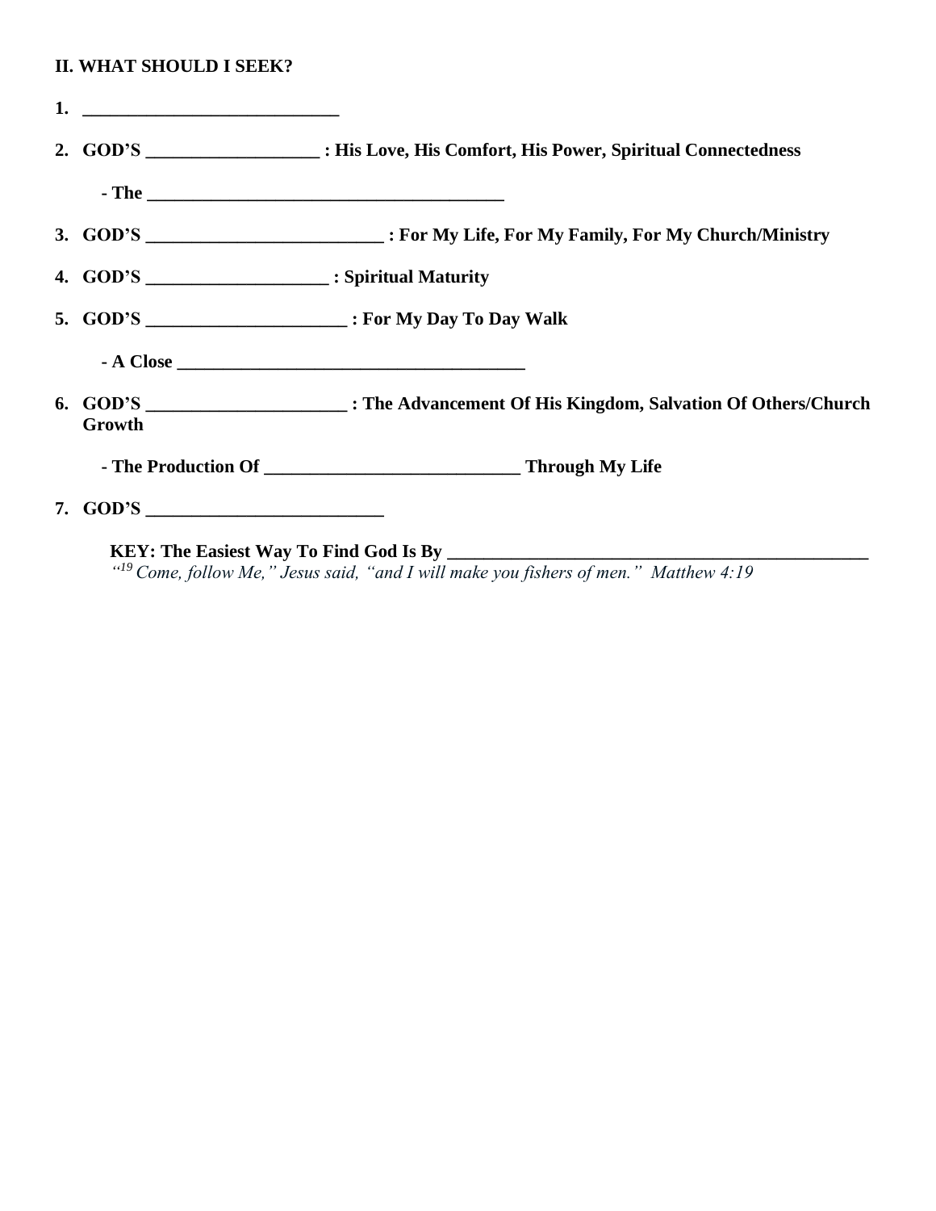**II. WHAT SHOULD I SEEK?**

1. **____________________________**
2. **GOD'S __________________ : His Love, His Comfort, His Power, Spiritual Connectedness**

   **- The _______________________________________**

3. **GOD'S _________________________ : For My Life, For My Family, For My Church/Ministry**
4. **GOD'S ___________________ : Spiritual Maturity**
5. **GOD'S _____________________ : For My Day To Day Walk**

   **- A Close ______________________________________**

6. **GOD'S _____________________ : The Advancement Of His Kingdom, Salvation Of Others/Church Growth**

   **- The Production Of ____________________________ Through My Life**

7. **GOD'S _________________________**

**KEY: The Easiest Way To Find God Is By _______________________________________________**

*"[19] Come, follow Me," Jesus said, "and I will make you fishers of men." Matthew 4:19*